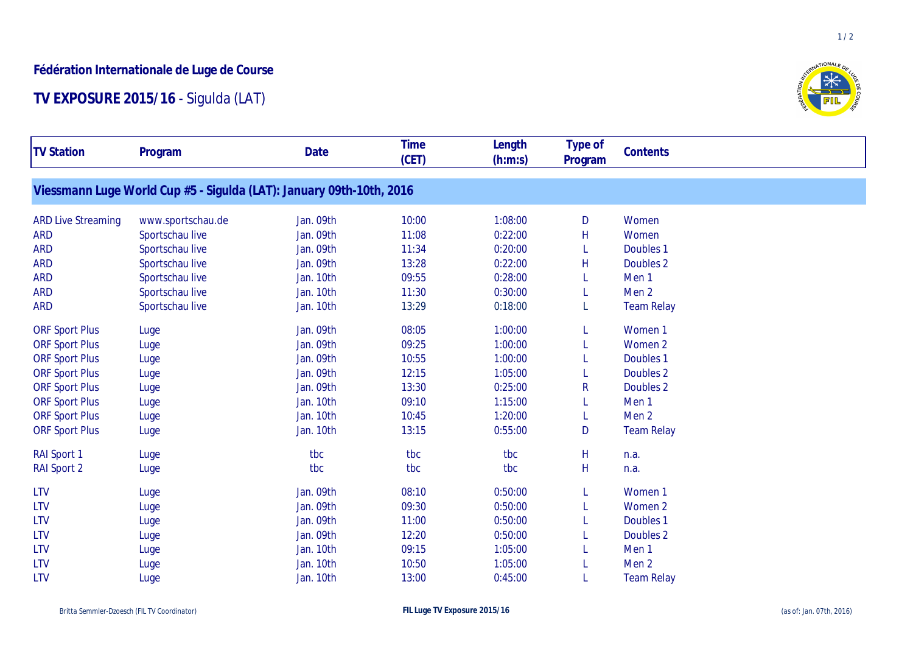**Fédération Internationale de Luge de Course**

# TV EXPOSURE 2015/16 - Sigulda (LAT)

| TV Station | Program | Date | Time (CET) | Length (h:m:s) | Type of Program | Contents |
|---|---|---|---|---|---|---|
| **Viessmann Luge World Cup #5 - Sigulda (LAT): January 09th-10th, 2016** | | | | | | |
| ARD Live Streaming | www.sportschau.de | Jan. 09th | 10:00 | 1:08:00 | D | Women |
| ARD | Sportschau live | Jan. 09th | 11:08 | 0:22:00 | H | Women |
| ARD | Sportschau live | Jan. 09th | 11:34 | 0:20:00 | L | Doubles 1 |
| ARD | Sportschau live | Jan. 09th | 13:28 | 0:22:00 | H | Doubles 2 |
| ARD | Sportschau live | Jan. 10th | 09:55 | 0:28:00 | L | Men 1 |
| ARD | Sportschau live | Jan. 10th | 11:30 | 0:30:00 | L | Men 2 |
| ARD | Sportschau live | Jan. 10th | 13:29 | 0:18:00 | L | Team Relay |
| ORF Sport Plus | Luge | Jan. 09th | 08:05 | 1:00:00 | L | Women 1 |
| ORF Sport Plus | Luge | Jan. 09th | 09:25 | 1:00:00 | L | Women 2 |
| ORF Sport Plus | Luge | Jan. 09th | 10:55 | 1:00:00 | L | Doubles 1 |
| ORF Sport Plus | Luge | Jan. 09th | 12:15 | 1:05:00 | L | Doubles 2 |
| ORF Sport Plus | Luge | Jan. 09th | 13:30 | 0:25:00 | R | Doubles 2 |
| ORF Sport Plus | Luge | Jan. 10th | 09:10 | 1:15:00 | L | Men 1 |
| ORF Sport Plus | Luge | Jan. 10th | 10:45 | 1:20:00 | L | Men 2 |
| ORF Sport Plus | Luge | Jan. 10th | 13:15 | 0:55:00 | D | Team Relay |
| RAI Sport 1 | Luge | tbc | tbc | tbc | H | n.a. |
| RAI Sport 2 | Luge | tbc | tbc | tbc | H | n.a. |
| LTV | Luge | Jan. 09th | 08:10 | 0:50:00 | L | Women 1 |
| LTV | Luge | Jan. 09th | 09:30 | 0:50:00 | L | Women 2 |
| LTV | Luge | Jan. 09th | 11:00 | 0:50:00 | L | Doubles 1 |
| LTV | Luge | Jan. 09th | 12:20 | 0:50:00 | L | Doubles 2 |
| LTV | Luge | Jan. 10th | 09:15 | 1:05:00 | L | Men 1 |
| LTV | Luge | Jan. 10th | 10:50 | 1:05:00 | L | Men 2 |
| LTV | Luge | Jan. 10th | 13:00 | 0:45:00 | L | Team Relay |

Britta Semmler-Dzoesch (FIL TV Coordinator) | FIL Luge TV Exposure 2015/16 | (as of: Jan. 07th, 2016)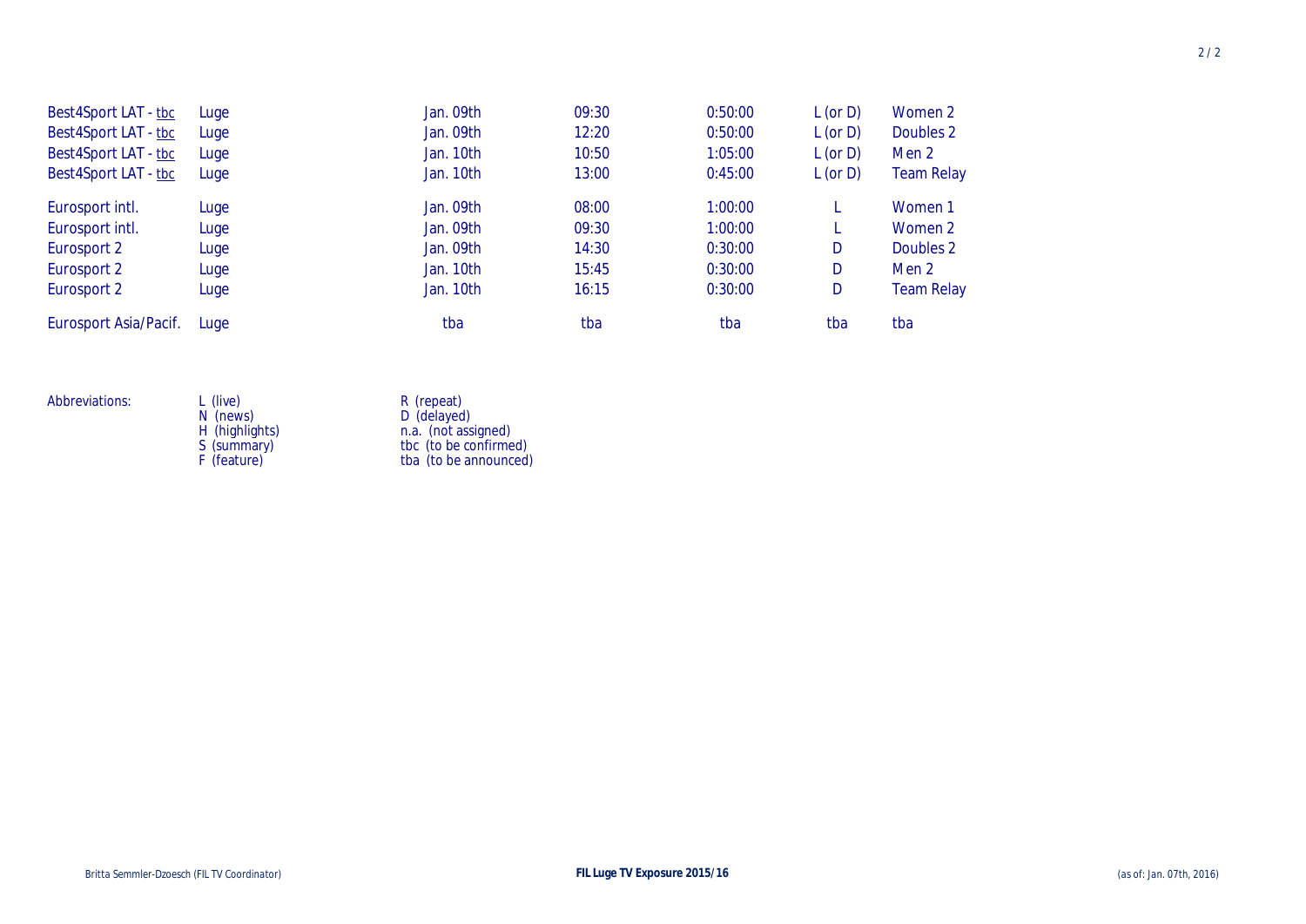| | | | | | | |
|---|---|---|---|---|---|---|
| Best4Sport LAT - tbc | Luge | Jan. 09th | 09:30 | 0:50:00 | L (or D) | Women 2 |
| Best4Sport LAT - tbc | Luge | Jan. 09th | 12:20 | 0:50:00 | L (or D) | Doubles 2 |
| Best4Sport LAT - tbc | Luge | Jan. 10th | 10:50 | 1:05:00 | L (or D) | Men 2 |
| Best4Sport LAT - tbc | Luge | Jan. 10th | 13:00 | 0:45:00 | L (or D) | Team Relay |
| Eurosport intl. | Luge | Jan. 09th | 08:00 | 1:00:00 | L | Women 1 |
| Eurosport intl. | Luge | Jan. 09th | 09:30 | 1:00:00 | L | Women 2 |
| Eurosport 2 | Luge | Jan. 09th | 14:30 | 0:30:00 | D | Doubles 2 |
| Eurosport 2 | Luge | Jan. 10th | 15:45 | 0:30:00 | D | Men 2 |
| Eurosport 2 | Luge | Jan. 10th | 16:15 | 0:30:00 | D | Team Relay |
| Eurosport Asia/Pacif. | Luge | tba | tba | tba | tba | tba |

Abbreviations:

| | |
|---|---|
| L (live) | R (repeat) |
| N (news) | D (delayed) |
| H (highlights) | n.a. (not assigned) |
| S (summary) | tbc (to be confirmed) |
| F (feature) | tba (to be announced) |

Britta Semmler-Dzoesch (FIL TV Coordinator) **FIL Luge TV Exposure 2015/16** (as of: Jan. 07th, 2016)